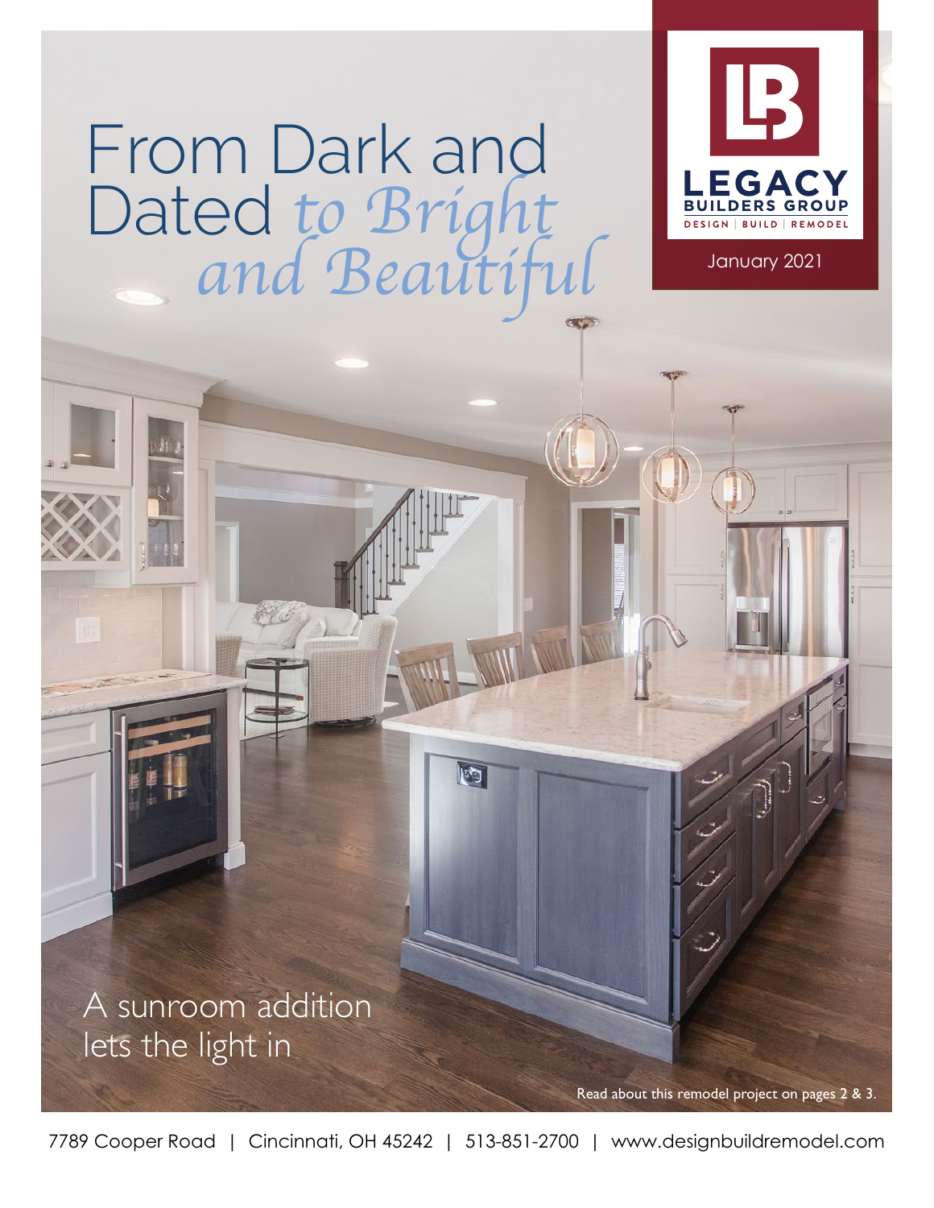# From Dark and Dated *to Bright and Beautiful*

LB

**LEGACY BUILDERS GROUP**

DESIGN | BUILD | REMODEL

January 2021

A sunroom addition lets the light in

**Read about this remodel project on pages 2 & 3.**

7789 Cooper Road | Cincinnati, OH 45242 | 513-851-2700 | www.designbuildremodel.com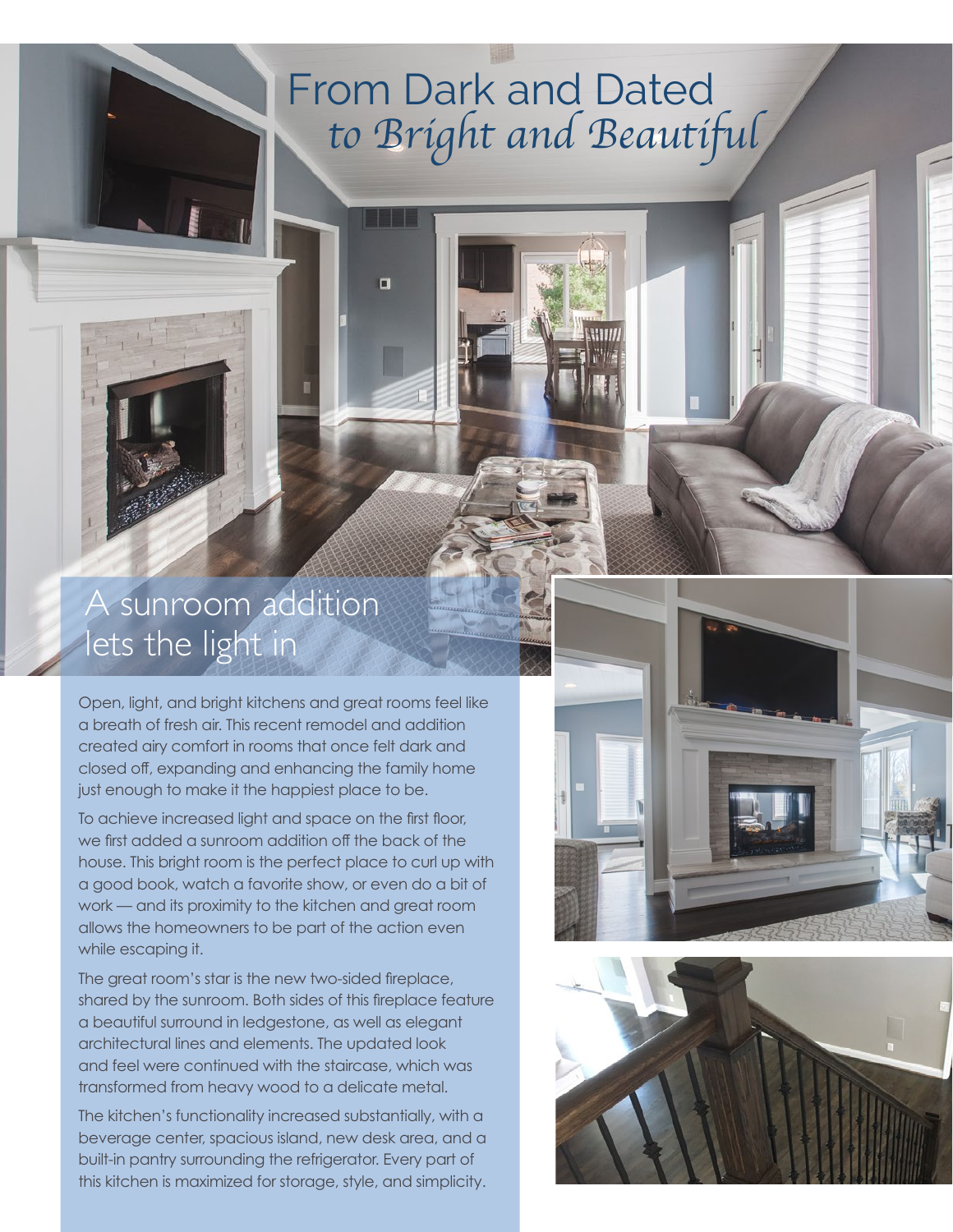# From Dark and Dated *to Bright and Beautiful*

## A sunroom addition lets the light in

Open, light, and bright kitchens and great rooms feel like a breath of fresh air. This recent remodel and addition created airy comfort in rooms that once felt dark and closed off, expanding and enhancing the family home just enough to make it the happiest place to be.

To achieve increased light and space on the first floor, we first added a sunroom addition off the back of the house. This bright room is the perfect place to curl up with a good book, watch a favorite show, or even do a bit of work — and its proximity to the kitchen and great room allows the homeowners to be part of the action even while escaping it.

The great room's star is the new two-sided fireplace, shared by the sunroom. Both sides of this fireplace feature a beautiful surround in ledgestone, as well as elegant architectural lines and elements. The updated look and feel were continued with the staircase, which was transformed from heavy wood to a delicate metal.

The kitchen's functionality increased substantially, with a beverage center, spacious island, new desk area, and a built-in pantry surrounding the refrigerator. Every part of this kitchen is maximized for storage, style, and simplicity.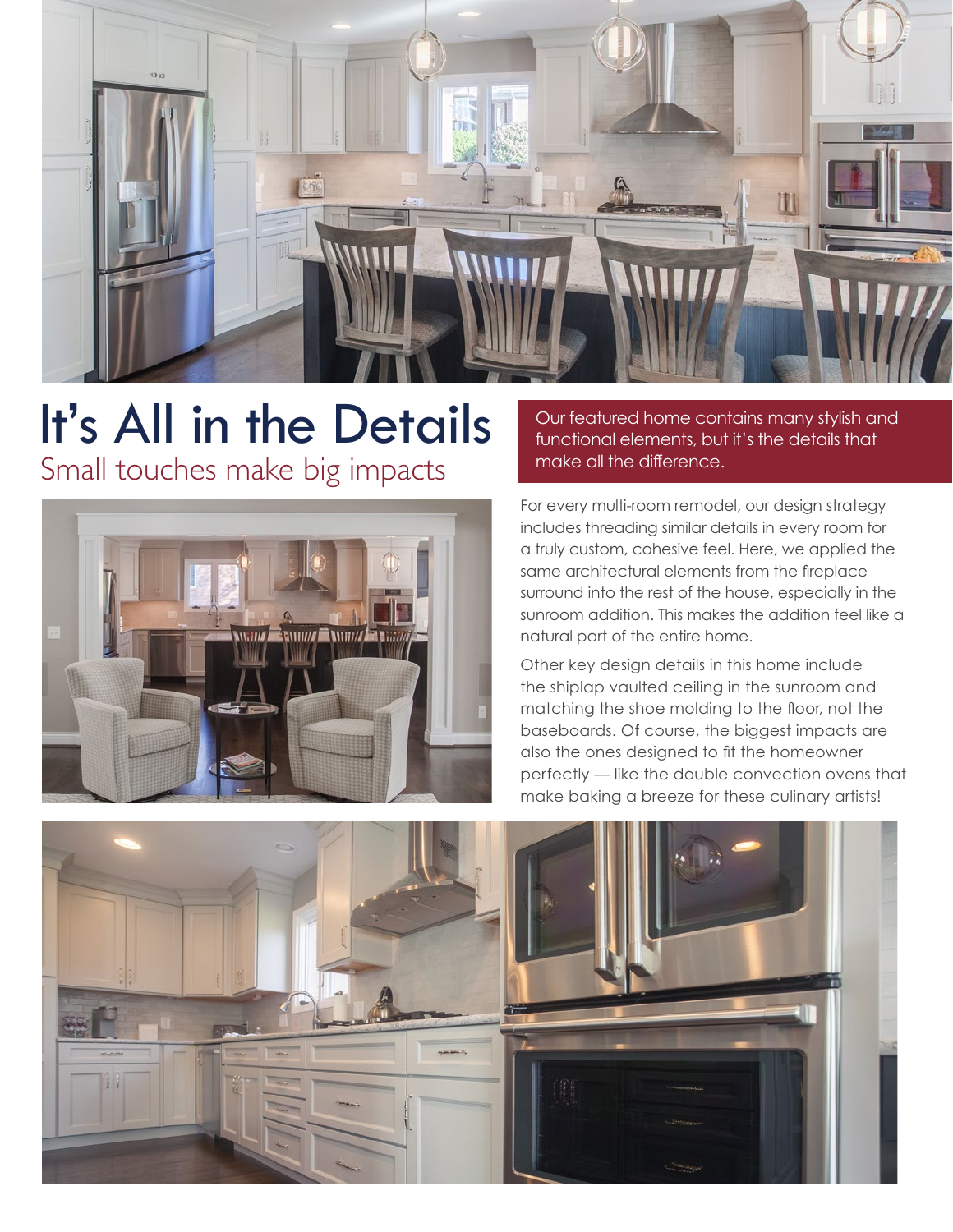# It's All in the Details

## Small touches make big impacts

Our featured home contains many stylish and functional elements, but it's the details that make all the difference.

For every multi-room remodel, our design strategy includes threading similar details in every room for a truly custom, cohesive feel. Here, we applied the same architectural elements from the fireplace surround into the rest of the house, especially in the sunroom addition. This makes the addition feel like a natural part of the entire home.

Other key design details in this home include the shiplap vaulted ceiling in the sunroom and matching the shoe molding to the floor, not the baseboards. Of course, the biggest impacts are also the ones designed to fit the homeowner perfectly — like the double convection ovens that make baking a breeze for these culinary artists!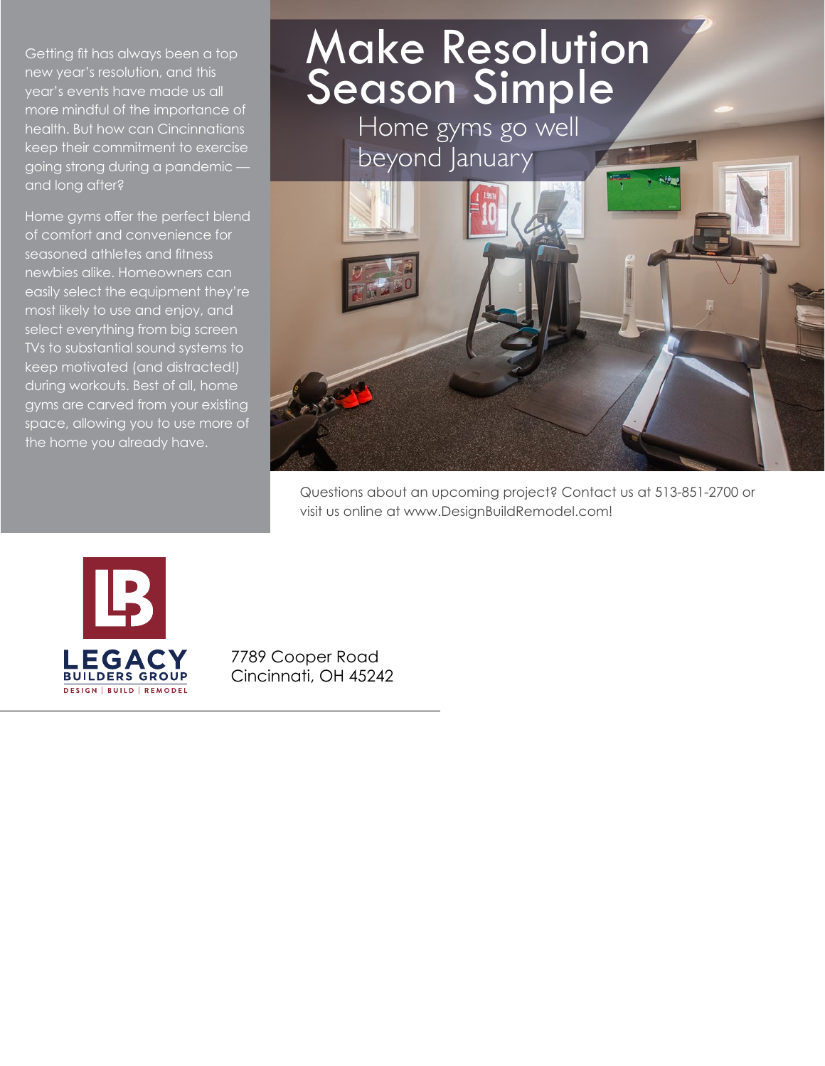# Make Resolution Season Simple

## Home gyms go well beyond January

Getting fit has always been a top new year's resolution, and this year's events have made us all more mindful of the importance of health. But how can Cincinnatians keep their commitment to exercise going strong during a pandemic — and long after?

Home gyms offer the perfect blend of comfort and convenience for seasoned athletes and fitness newbies alike. Homeowners can easily select the equipment they're most likely to use and enjoy, and select everything from big screen TVs to substantial sound systems to keep motivated (and distracted!) during workouts. Best of all, home gyms are carved from your existing space, allowing you to use more of the home you already have.

Questions about an upcoming project? Contact us at 513-851-2700 or visit us online at www.DesignBuildRemodel.com!

LB
LEGACY
BUILDERS GROUP
DESIGN | BUILD | REMODEL

7789 Cooper Road
Cincinnati, OH 45242